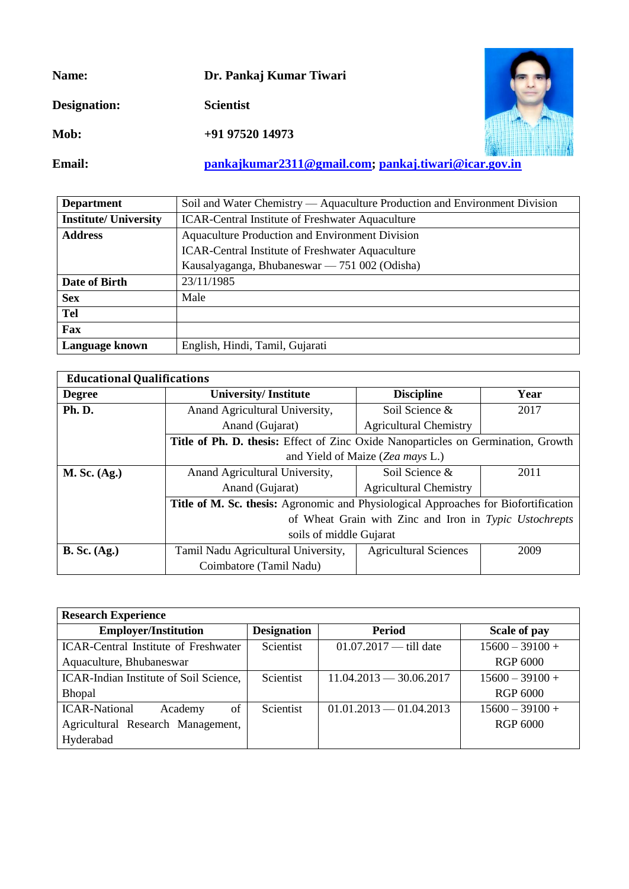**Name:** Dr. Pankaj Kumar Tiwari

**Designation:** Scientist

**Mob:** +91 97520 14973

**Email:** pankajkumar2311@gmail.com; pankaj.tiwari@icar.gov.in

| | |
|---|---|
| **Department** | Soil and Water Chemistry — Aquaculture Production and Environment Division |
| **Institute/ University** | ICAR-Central Institute of Freshwater Aquaculture |
| **Address** | Aquaculture Production and Environment Division<br>ICAR-Central Institute of Freshwater Aquaculture<br>Kausalyaganga, Bhubaneswar — 751 002 (Odisha) |
| **Date of Birth** | 23/11/1985 |
| **Sex** | Male |
| **Tel** | |
| **Fax** | |
| **Language known** | English, Hindi, Tamil, Gujarati |

| **Educational Qualifications** | | | |
|---|---|---|---|
| **Degree** | **University/ Institute** | **Discipline** | **Year** |
| **Ph. D.** | Anand Agricultural University, Anand (Gujarat) | Soil Science & Agricultural Chemistry | 2017 |
| | **Title of Ph. D. thesis:** Effect of Zinc Oxide Nanoparticles on Germination, Growth and Yield of Maize (*Zea mays* L.) | | |
| **M. Sc. (Ag.)** | Anand Agricultural University, Anand (Gujarat) | Soil Science & Agricultural Chemistry | 2011 |
| | **Title of M. Sc. thesis:** Agronomic and Physiological Approaches for Biofortification of Wheat Grain with Zinc and Iron in *Typic Ustochrepts* soils of middle Gujarat | | |
| **B. Sc. (Ag.)** | Tamil Nadu Agricultural University, Coimbatore (Tamil Nadu) | Agricultural Sciences | 2009 |

| **Research Experience** | | | |
|---|---|---|---|
| **Employer/Institution** | **Designation** | **Period** | **Scale of pay** |
| ICAR-Central Institute of Freshwater Aquaculture, Bhubaneswar | Scientist | 01.07.2017 — till date | 15600 – 39100 + RGP 6000 |
| ICAR-Indian Institute of Soil Science, Bhopal | Scientist | 11.04.2013 — 30.06.2017 | 15600 – 39100 + RGP 6000 |
| ICAR-National Academy of Agricultural Research Management, Hyderabad | Scientist | 01.01.2013 — 01.04.2013 | 15600 – 39100 + RGP 6000 |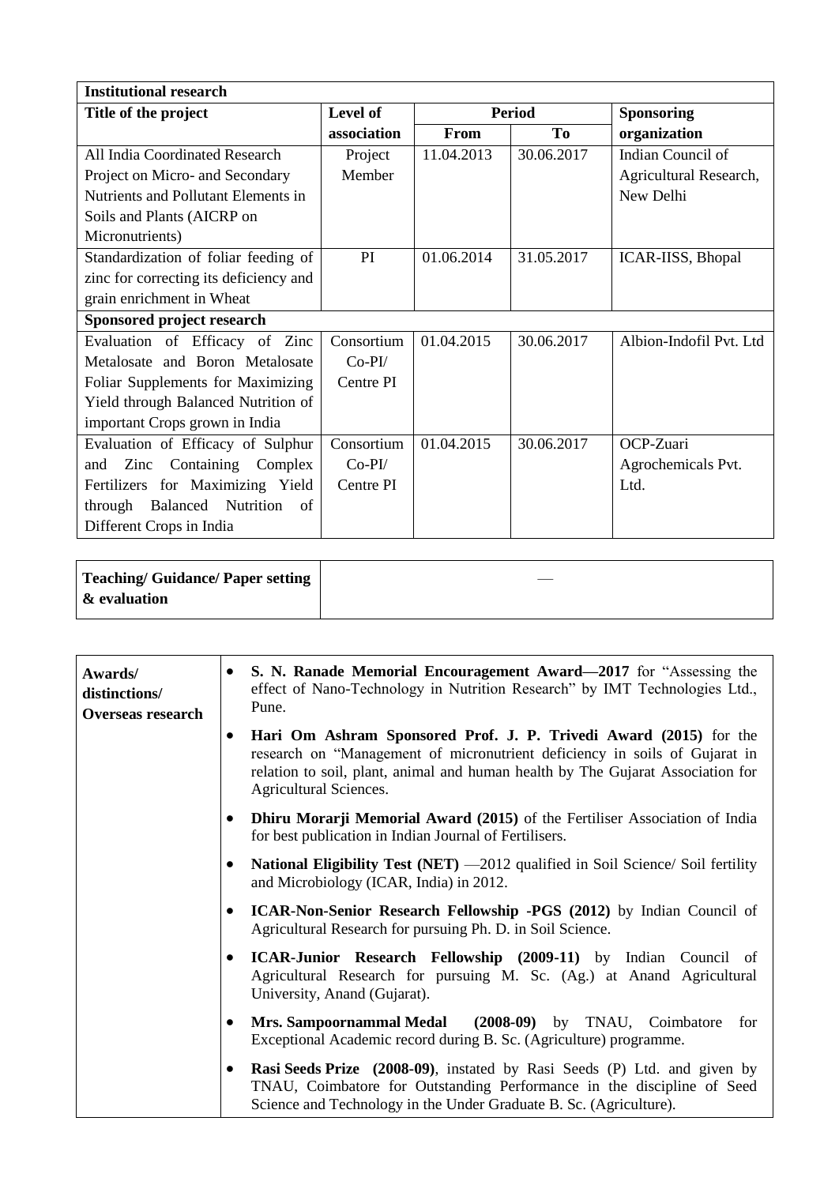| **Institutional research** | | | | |
|---|---|---|---|---|
| **Title of the project** | **Level of association** | **Period** | | **Sponsoring organization** |
| | | **From** | **To** | |
| All India Coordinated Research Project on Micro- and Secondary Nutrients and Pollutant Elements in Soils and Plants (AICRP on Micronutrients) | Project Member | 11.04.2013 | 30.06.2017 | Indian Council of Agricultural Research, New Delhi |
| Standardization of foliar feeding of zinc for correcting its deficiency and grain enrichment in Wheat | PI | 01.06.2014 | 31.05.2017 | ICAR-IISS, Bhopal |
| **Sponsored project research** | | | | |
| Evaluation of Efficacy of Zinc Metalosate and Boron Metalosate Foliar Supplements for Maximizing Yield through Balanced Nutrition of important Crops grown in India | Consortium Co-PI/ Centre PI | 01.04.2015 | 30.06.2017 | Albion-Indofil Pvt. Ltd |
| Evaluation of Efficacy of Sulphur and Zinc Containing Complex Fertilizers for Maximizing Yield through Balanced Nutrition of Different Crops in India | Consortium Co-PI/ Centre PI | 01.04.2015 | 30.06.2017 | OCP-Zuari Agrochemicals Pvt. Ltd. |

| **Teaching/ Guidance/ Paper setting & evaluation** | — |
|---|---|

| **Awards/ distinctions/ Overseas research** | |
|---|---|
| | • **S. N. Ranade Memorial Encouragement Award—2017** for "Assessing the effect of Nano-Technology in Nutrition Research" by IMT Technologies Ltd., Pune. |
| | • **Hari Om Ashram Sponsored Prof. J. P. Trivedi Award (2015)** for the research on "Management of micronutrient deficiency in soils of Gujarat in relation to soil, plant, animal and human health by The Gujarat Association for Agricultural Sciences. |
| | • **Dhiru Morarji Memorial Award (2015)** of the Fertiliser Association of India for best publication in Indian Journal of Fertilisers. |
| | • **National Eligibility Test (NET)** —2012 qualified in Soil Science/ Soil fertility and Microbiology (ICAR, India) in 2012. |
| | • **ICAR-Non-Senior Research Fellowship -PGS (2012)** by Indian Council of Agricultural Research for pursuing Ph. D. in Soil Science. |
| | • **ICAR-Junior Research Fellowship (2009-11)** by Indian Council of Agricultural Research for pursuing M. Sc. (Ag.) at Anand Agricultural University, Anand (Gujarat). |
| | • **Mrs. Sampoornammal Medal (2008-09)** by TNAU, Coimbatore for Exceptional Academic record during B. Sc. (Agriculture) programme. |
| | • **Rasi Seeds Prize (2008-09)**, instated by Rasi Seeds (P) Ltd. and given by TNAU, Coimbatore for Outstanding Performance in the discipline of Seed Science and Technology in the Under Graduate B. Sc. (Agriculture). |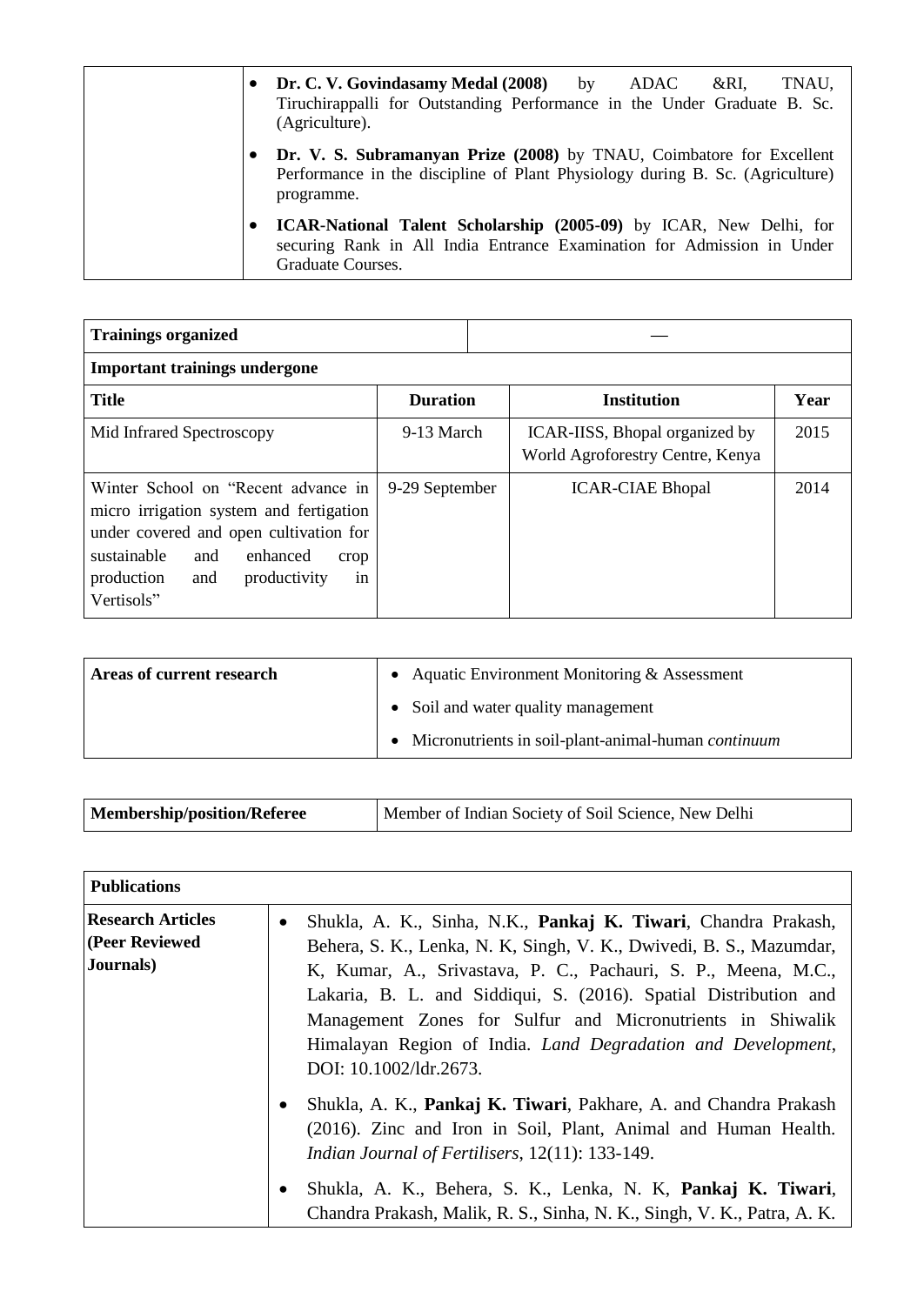| | |
|---|---|
| | • **Dr. C. V. Govindasamy Medal (2008)** by ADAC &RI, TNAU, Tiruchirappalli for Outstanding Performance in the Under Graduate B. Sc. (Agriculture).<br>• **Dr. V. S. Subramanyan Prize (2008)** by TNAU, Coimbatore for Excellent Performance in the discipline of Plant Physiology during B. Sc. (Agriculture) programme.<br>• **ICAR-National Talent Scholarship (2005-09)** by ICAR, New Delhi, for securing Rank in All India Entrance Examination for Admission in Under Graduate Courses. |

| **Trainings organized** | | — | |
|---|---|---|---|
| **Important trainings undergone** | | | |
| **Title** | **Duration** | **Institution** | **Year** |
| Mid Infrared Spectroscopy | 9-13 March | ICAR-IISS, Bhopal organized by World Agroforestry Centre, Kenya | 2015 |
| Winter School on "Recent advance in micro irrigation system and fertigation under covered and open cultivation for sustainable and enhanced crop production and productivity in Vertisols" | 9-29 September | ICAR-CIAE Bhopal | 2014 |

| **Areas of current research** | • Aquatic Environment Monitoring & Assessment<br>• Soil and water quality management<br>• Micronutrients in soil-plant-animal-human *continuum* |
|---|---|

| **Membership/position/Referee** | Member of Indian Society of Soil Science, New Delhi |
|---|---|

| **Publications** | |
|---|---|
| **Research Articles (Peer Reviewed Journals)** | • Shukla, A. K., Sinha, N.K., **Pankaj K. Tiwari**, Chandra Prakash, Behera, S. K., Lenka, N. K, Singh, V. K., Dwivedi, B. S., Mazumdar, K, Kumar, A., Srivastava, P. C., Pachauri, S. P., Meena, M.C., Lakaria, B. L. and Siddiqui, S. (2016). Spatial Distribution and Management Zones for Sulfur and Micronutrients in Shiwalik Himalayan Region of India. *Land Degradation and Development*, DOI: 10.1002/ldr.2673.<br>• Shukla, A. K., **Pankaj K. Tiwari**, Pakhare, A. and Chandra Prakash (2016). Zinc and Iron in Soil, Plant, Animal and Human Health. *Indian Journal of Fertilisers*, 12(11): 133-149.<br>• Shukla, A. K., Behera, S. K., Lenka, N. K, **Pankaj K. Tiwari**, Chandra Prakash, Malik, R. S., Sinha, N. K., Singh, V. K., Patra, A. K. |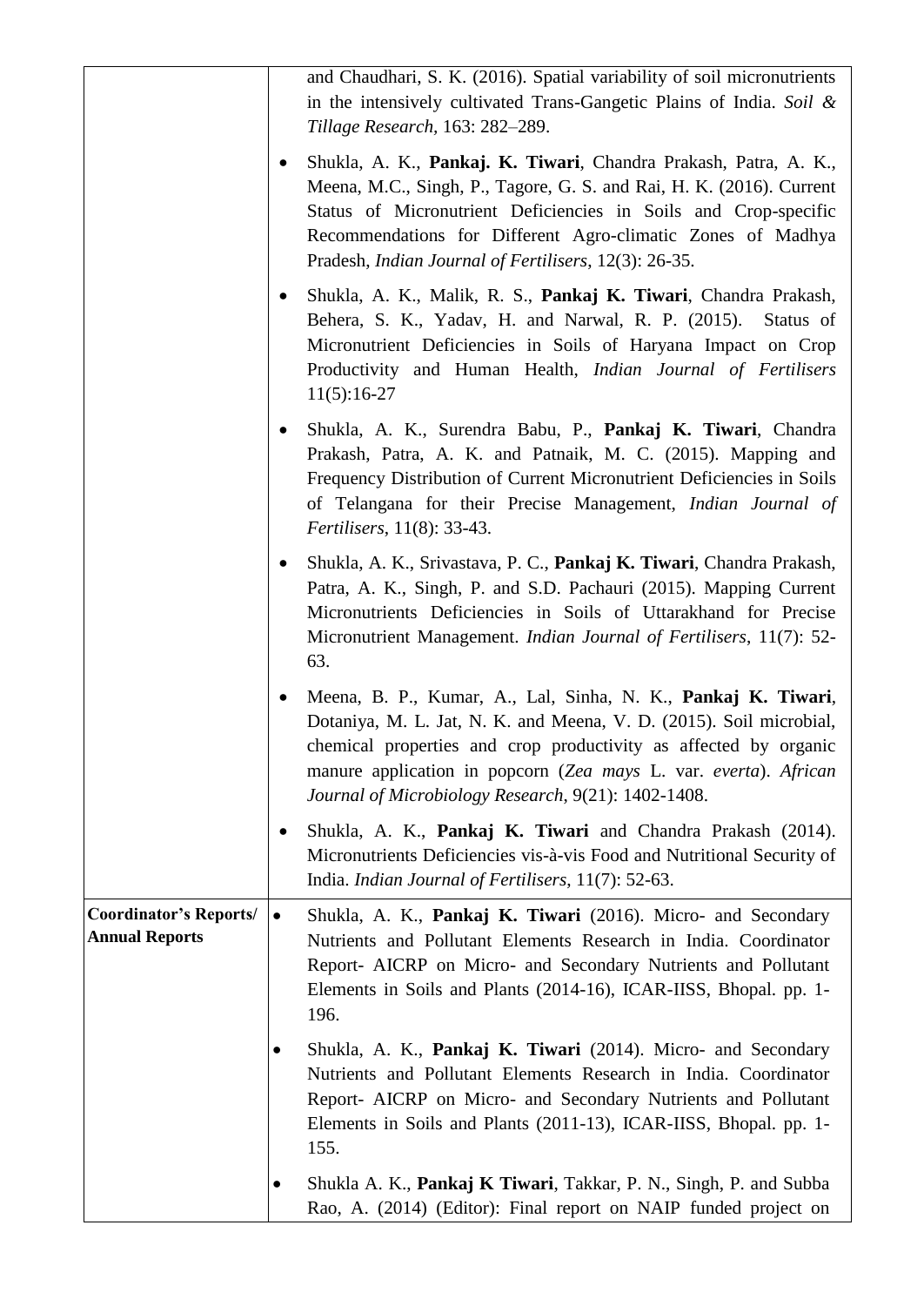| | |
|---|---|
| | and Chaudhari, S. K. (2016). Spatial variability of soil micronutrients in the intensively cultivated Trans-Gangetic Plains of India. *Soil & Tillage Research*, 163: 282–289.<br>• Shukla, A. K., **Pankaj. K. Tiwari**, Chandra Prakash, Patra, A. K., Meena, M.C., Singh, P., Tagore, G. S. and Rai, H. K. (2016). Current Status of Micronutrient Deficiencies in Soils and Crop-specific Recommendations for Different Agro-climatic Zones of Madhya Pradesh, *Indian Journal of Fertilisers*, 12(3): 26-35.<br>• Shukla, A. K., Malik, R. S., **Pankaj K. Tiwari**, Chandra Prakash, Behera, S. K., Yadav, H. and Narwal, R. P. (2015). Status of Micronutrient Deficiencies in Soils of Haryana Impact on Crop Productivity and Human Health, *Indian Journal of Fertilisers* 11(5):16-27<br>• Shukla, A. K., Surendra Babu, P., **Pankaj K. Tiwari**, Chandra Prakash, Patra, A. K. and Patnaik, M. C. (2015). Mapping and Frequency Distribution of Current Micronutrient Deficiencies in Soils of Telangana for their Precise Management, *Indian Journal of Fertilisers*, 11(8): 33-43.<br>• Shukla, A. K., Srivastava, P. C., **Pankaj K. Tiwari**, Chandra Prakash, Patra, A. K., Singh, P. and S.D. Pachauri (2015). Mapping Current Micronutrients Deficiencies in Soils of Uttarakhand for Precise Micronutrient Management. *Indian Journal of Fertilisers*, 11(7): 52-63.<br>• Meena, B. P., Kumar, A., Lal, Sinha, N. K., **Pankaj K. Tiwari**, Dotaniya, M. L. Jat, N. K. and Meena, V. D. (2015). Soil microbial, chemical properties and crop productivity as affected by organic manure application in popcorn (*Zea mays* L. var. *everta*). *African Journal of Microbiology Research*, 9(21): 1402-1408.<br>• Shukla, A. K., **Pankaj K. Tiwari** and Chandra Prakash (2014). Micronutrients Deficiencies vis-à-vis Food and Nutritional Security of India. *Indian Journal of Fertilisers*, 11(7): 52-63. |
| **Coordinator's Reports/ Annual Reports** | • Shukla, A. K., **Pankaj K. Tiwari** (2016). Micro- and Secondary Nutrients and Pollutant Elements Research in India. Coordinator Report- AICRP on Micro- and Secondary Nutrients and Pollutant Elements in Soils and Plants (2014-16), ICAR-IISS, Bhopal. pp. 1-196.<br>• Shukla, A. K., **Pankaj K. Tiwari** (2014). Micro- and Secondary Nutrients and Pollutant Elements Research in India. Coordinator Report- AICRP on Micro- and Secondary Nutrients and Pollutant Elements in Soils and Plants (2011-13), ICAR-IISS, Bhopal. pp. 1-155.<br>• Shukla A. K., **Pankaj K Tiwari**, Takkar, P. N., Singh, P. and Subba Rao, A. (2014) (Editor): Final report on NAIP funded project on |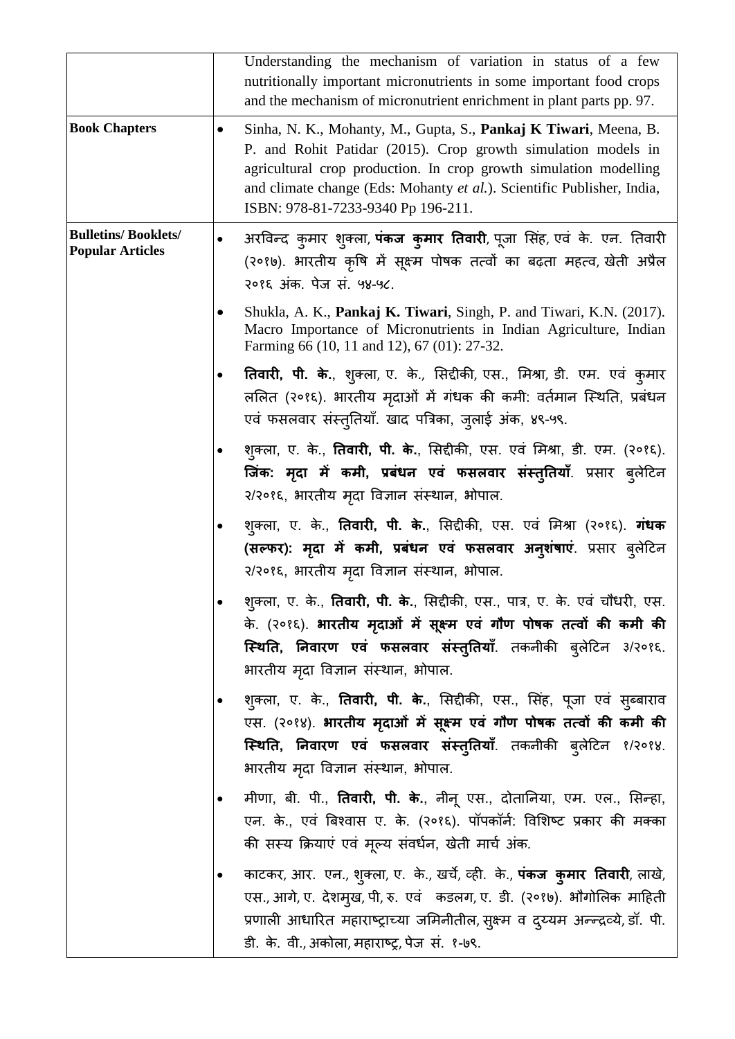| | |
|---|---|
| | Understanding the mechanism of variation in status of a few nutritionally important micronutrients in some important food crops and the mechanism of micronutrient enrichment in plant parts pp. 97. |
| **Book Chapters** | • Sinha, N. K., Mohanty, M., Gupta, S., **Pankaj K Tiwari**, Meena, B. P. and Rohit Patidar (2015). Crop growth simulation models in agricultural crop production. In crop growth simulation modelling and climate change (Eds: Mohanty *et al.*). Scientific Publisher, India, ISBN: 978-81-7233-9340 Pp 196-211. |
| **Bulletins/ Booklets/ Popular Articles** | • अरविन्द कुमार शुक्ला, **पंकज कुमार तिवारी**, पूजा सिंह, एवं के. एन. तिवारी (२०१७). भारतीय कृषि में सूक्ष्म पोषक तत्वों का बढ़ता महत्व, खेती अप्रैल २०१६ अंक. पेज सं. ५४-५८.<br><br>• Shukla, A. K., **Pankaj K. Tiwari**, Singh, P. and Tiwari, K.N. (2017). Macro Importance of Micronutrients in Indian Agriculture, Indian Farming 66 (10, 11 and 12), 67 (01): 27-32.<br><br>• **तिवारी, पी. के.**, शुक्ला, ए. के., सिद्दीकी, एस., मिश्रा, डी. एम. एवं कुमार ललित (२०१६). भारतीय मृदाओं में गंधक की कमी: वर्तमान स्थिति, प्रबंधन एवं फसलवार संस्तुतियाँ. खाद पत्रिका, जुलाई अंक, ४९-५९.<br><br>• शुक्ला, ए. के., **तिवारी, पी. के.**, सिद्दीकी, एस. एवं मिश्रा, डी. एम. (२०१६). **जिंक: मृदा में कमी, प्रबंधन एवं फसलवार संस्तुतियाँ**. प्रसार बुलेटिन २/२०१६, भारतीय मृदा विज्ञान संस्थान, भोपाल.<br><br>• शुक्ला, ए. के., **तिवारी, पी. के.**, सिद्दीकी, एस. एवं मिश्रा (२०१६). **गंधक (सल्फर): मृदा में कमी, प्रबंधन एवं फसलवार अनुशंषाएं**. प्रसार बुलेटिन २/२०१६, भारतीय मृदा विज्ञान संस्थान, भोपाल.<br><br>• शुक्ला, ए. के., **तिवारी, पी. के.**, सिद्दीकी, एस., पात्र, ए. के. एवं चौधरी, एस. के. (२०१६). **भारतीय मृदाओं में सूक्ष्म एवं गौण पोषक तत्वों की कमी की स्थिति, निवारण एवं फसलवार संस्तुतियाँ**. तकनीकी बुलेटिन ३/२०१६. भारतीय मृदा विज्ञान संस्थान, भोपाल.<br><br>• शुक्ला, ए. के., **तिवारी, पी. के.**, सिद्दीकी, एस., सिंह, पूजा एवं सुब्बाराव एस. (२०१४). **भारतीय मृदाओं में सूक्ष्म एवं गौण पोषक तत्वों की कमी की स्थिति, निवारण एवं फसलवार संस्तुतियाँ**. तकनीकी बुलेटिन १/२०१४. भारतीय मृदा विज्ञान संस्थान, भोपाल.<br><br>• मीणा, बी. पी., **तिवारी, पी. के.**, नीनू एस., दोतानिया, एम. एल., सिन्हा, एन. के., एवं बिश्वास ए. के. (२०१६). पॉपकॉर्न: विशिष्ट प्रकार की मक्का की सस्य क्रियाएं एवं मूल्य संवर्धन, खेती मार्च अंक.<br><br>• काटकर, आर. एन., शुक्ला, ए. के., खर्चे, व्ही. के., **पंकज कुमार तिवारी**, लाखे, एस., आगे, ए. देशमुख, पी, रु. एवं कडलग, ए. डी. (२०१७). भौगोलिक माहिती प्रणाली आधारित महाराष्ट्राच्या जमिनीतील, सुक्ष्म व दुय्यम अन्न्द्रव्ये, डॉ. पी. डी. के. वी., अकोला, महाराष्ट्र, पेज सं. १-७९. |